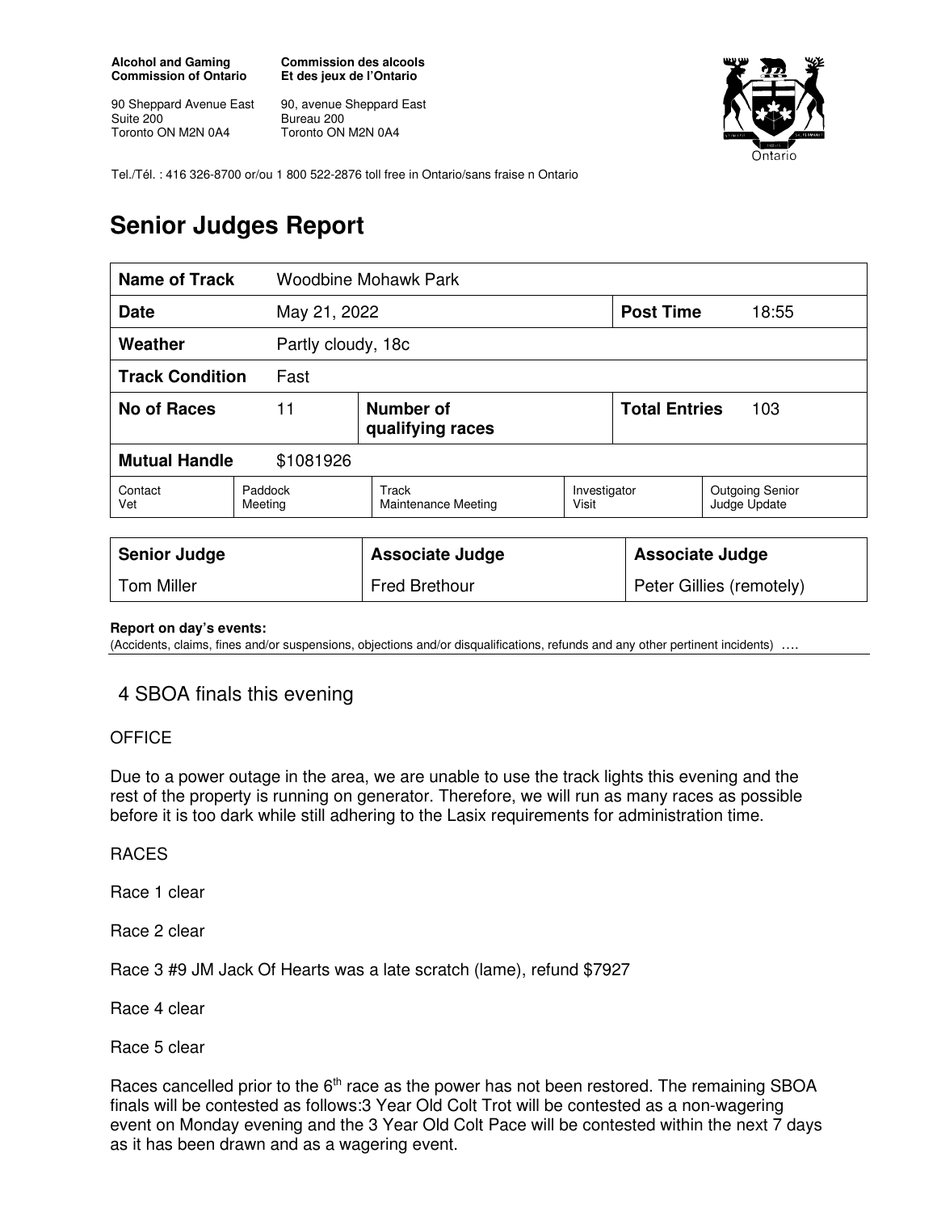**Alcohol and Gaming Commission of Ontario**

90 Sheppard Avenue East
Suite 200
Toronto ON M2N 0A4

**Commission des alcools Et des jeux de l'Ontario**

90, avenue Sheppard East
Bureau 200
Toronto ON M2N 0A4

Tel./Tél. : 416 326-8700 or/ou 1 800 522-2876 toll free in Ontario/sans fraise n Ontario

# Senior Judges Report

| **Name of Track** | Woodbine Mohawk Park | | |
|---|---|---|---|
| **Date** | May 21, 2022 | **Post Time** | 18:55 |
| **Weather** | Partly cloudy, 18c | | |
| **Track Condition** | Fast | | |
| **No of Races** | 11 | **Number of qualifying races** | **Total Entries** 103 |
| **Mutual Handle** | $1081926 | | |

| Contact Vet | Paddock Meeting | Track Maintenance Meeting | Investigator Visit | Outgoing Senior Judge Update |
|---|---|---|---|---|

| **Senior Judge** | **Associate Judge** | **Associate Judge** |
|---|---|---|
| Tom Miller | Fred Brethour | Peter Gillies (remotely) |

**Report on day's events:**
(Accidents, claims, fines and/or suspensions, objections and/or disqualifications, refunds and any other pertinent incidents) ….

4 SBOA finals this evening

OFFICE

Due to a power outage in the area, we are unable to use the track lights this evening and the rest of the property is running on generator. Therefore, we will run as many races as possible before it is too dark while still adhering to the Lasix requirements for administration time.

RACES

Race 1 clear

Race 2 clear

Race 3 #9 JM Jack Of Hearts was a late scratch (lame), refund $7927

Race 4 clear

Race 5 clear

Races cancelled prior to the 6th race as the power has not been restored. The remaining SBOA finals will be contested as follows:3 Year Old Colt Trot will be contested as a non-wagering event on Monday evening and the 3 Year Old Colt Pace will be contested within the next 7 days as it has been drawn and as a wagering event.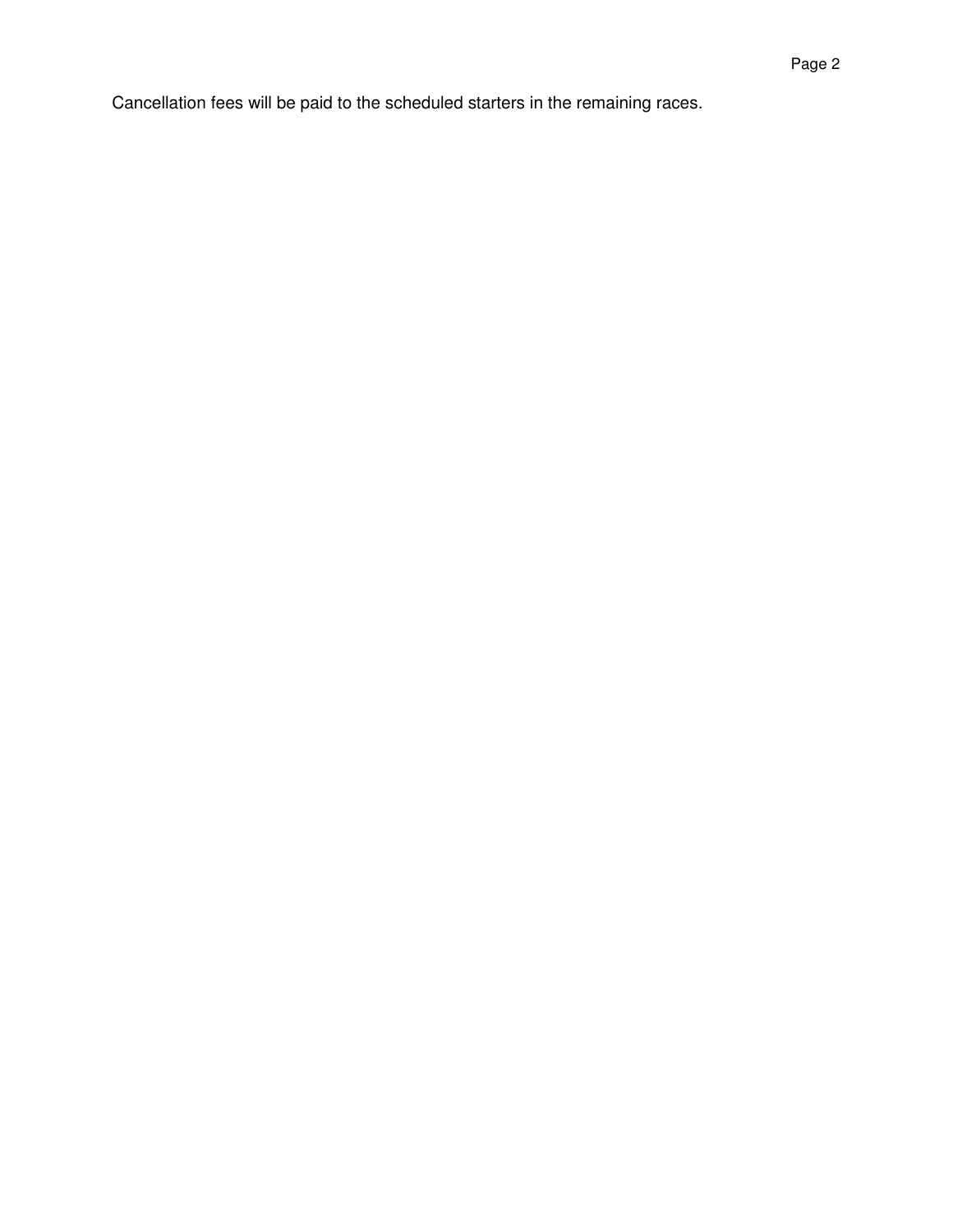Cancellation fees will be paid to the scheduled starters in the remaining races.